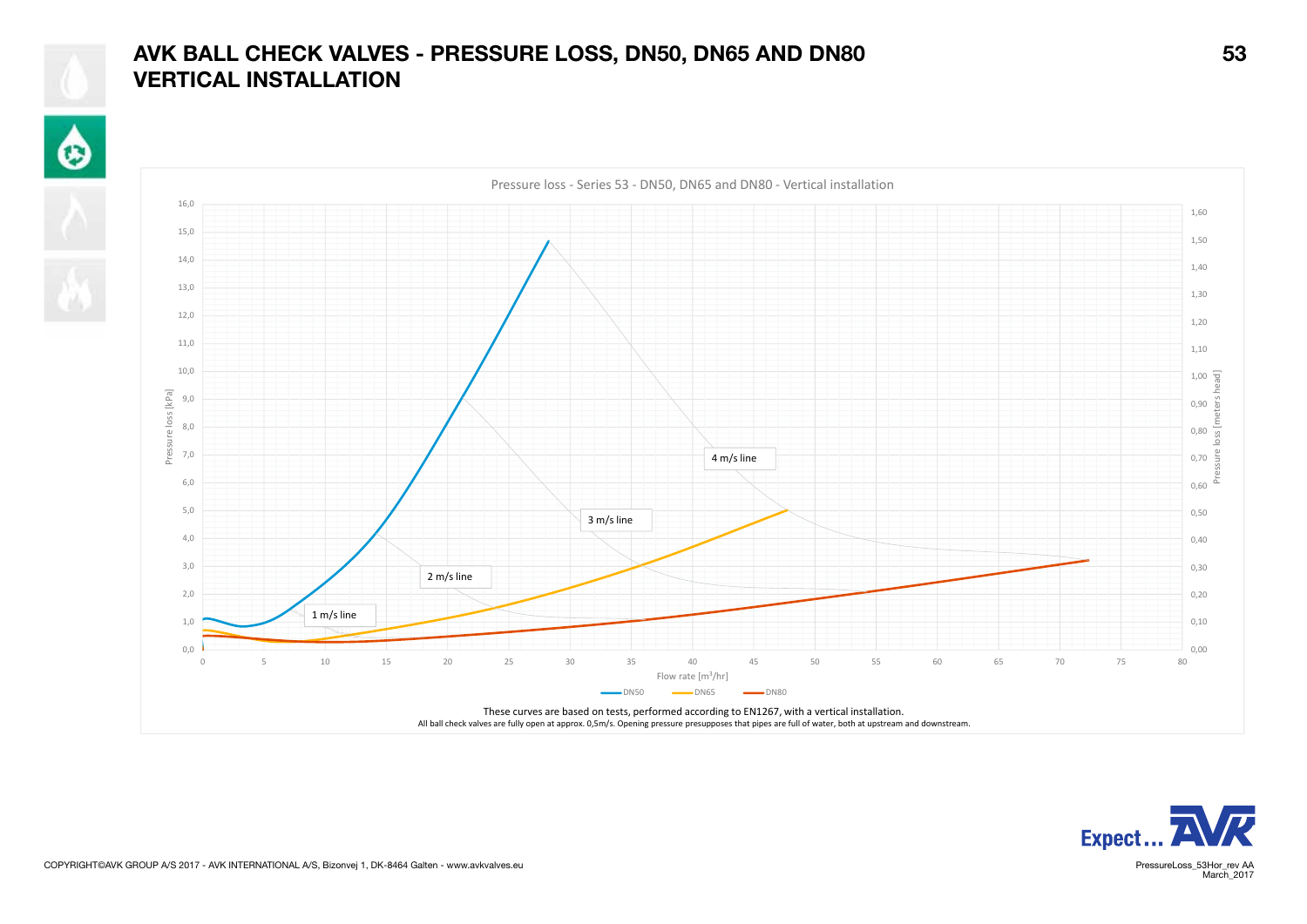# AVK BALL CHECK VALVES - PRESSURE LOSS, DN50, DN65 AND DN80 VERTICAL INSTALLATION

Pressure loss - Series 53 - DN50, DN65 and DN80 - Vertical installation

These curves are based on tests, performed according to EN1267, with a vertical installation.

All ball check valves are fully open at approx. 0,5m/s. Opening pressure presupposes that pipes are full of water, both at upstream and downstream.

COPYRIGHT©AVK GROUP A/S 2017 - AVK INTERNATIONAL A/S, Bizonvej 1, DK-8464 Galten - www.avkvalves.eu

PressureLoss_53Hor_rev AA
March_2017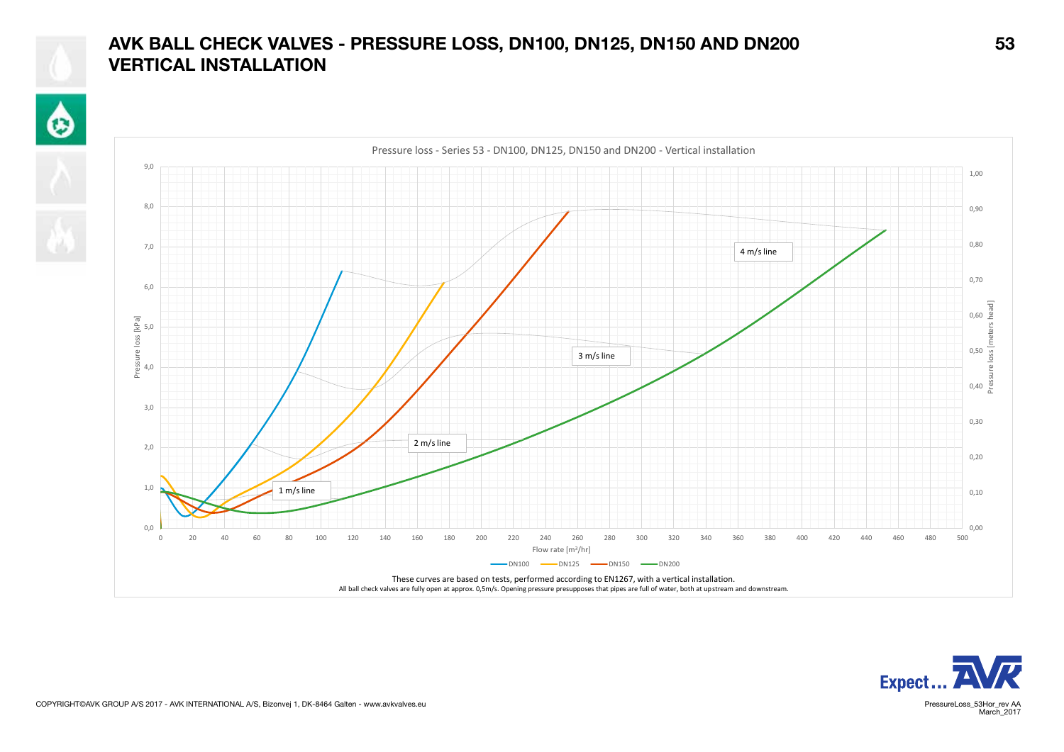# AVK BALL CHECK VALVES - PRESSURE LOSS, DN100, DN125, DN150 AND DN200 VERTICAL INSTALLATION

Pressure loss - Series 53 - DN100, DN125, DN150 and DN200 - Vertical installation

Pressure loss [kPa] / Pressure loss [meters head] / Flow rate [m³/hr]

4 m/s line
3 m/s line
2 m/s line
1 m/s line

DN100 — DN125 — DN150 — DN200

These curves are based on tests, performed according to EN1267, with a vertical installation.
All ball check valves are fully open at approx. 0,5m/s. Opening pressure presupposes that pipes are full of water, both at upstream and downstream.

COPYRIGHT©AVK GROUP A/S 2017 - AVK INTERNATIONAL A/S, Bizonvej 1, DK-8464 Galten - www.avkvalves.eu

PressureLoss_53Hor_rev AA
March_2017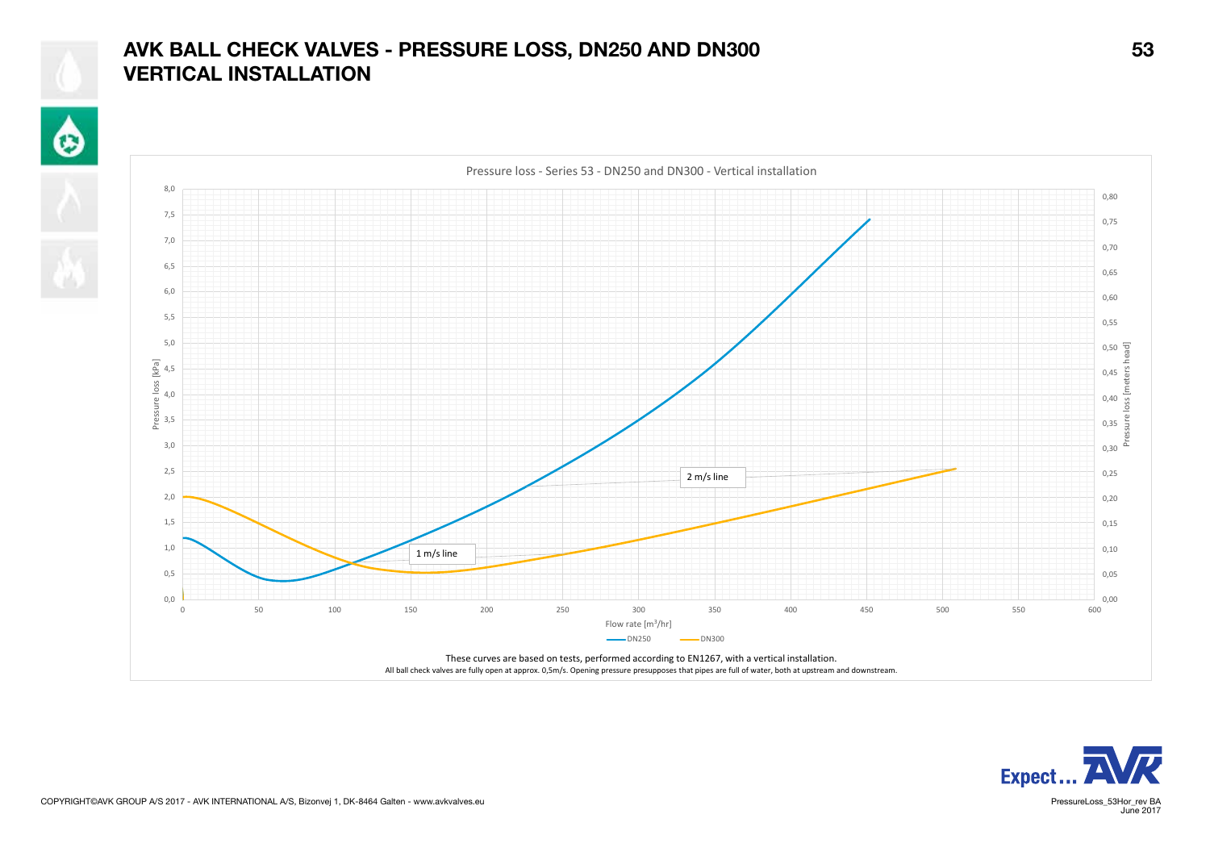# AVK BALL CHECK VALVES - PRESSURE LOSS, DN250 AND DN300 VERTICAL INSTALLATION

Pressure loss - Series 53 - DN250 and DN300 - Vertical installation

Pressure loss [kPa]

8,0
7,5
7,0
6,5
6,0
5,5
5,0
4,5
4,0
3,5
3,0
2,5
2,0
1,5
1,0
0,5
0,0

Pressure loss [meters head]

0,80
0,75
0,70
0,65
0,60
0,55
0,50
0,45
0,40
0,35
0,30
0,25
0,20
0,15
0,10
0,05
0,00

0 50 100 150 200 250 300 350 400 450 500 550 600

Flow rate [$m^3/hr$]

2 m/s line

1 m/s line

DN250
DN300

These curves are based on tests, performed according to EN1267, with a vertical installation.

All ball check valves are fully open at approx. 0,5m/s. Opening pressure presupposes that pipes are full of water, both at upstream and downstream.

COPYRIGHT©AVK GROUP A/S 2017 - AVK INTERNATIONAL A/S, Bizonvej 1, DK-8464 Galten - www.avkvalves.eu

PressureLoss_53Hor_rev BA
June 2017